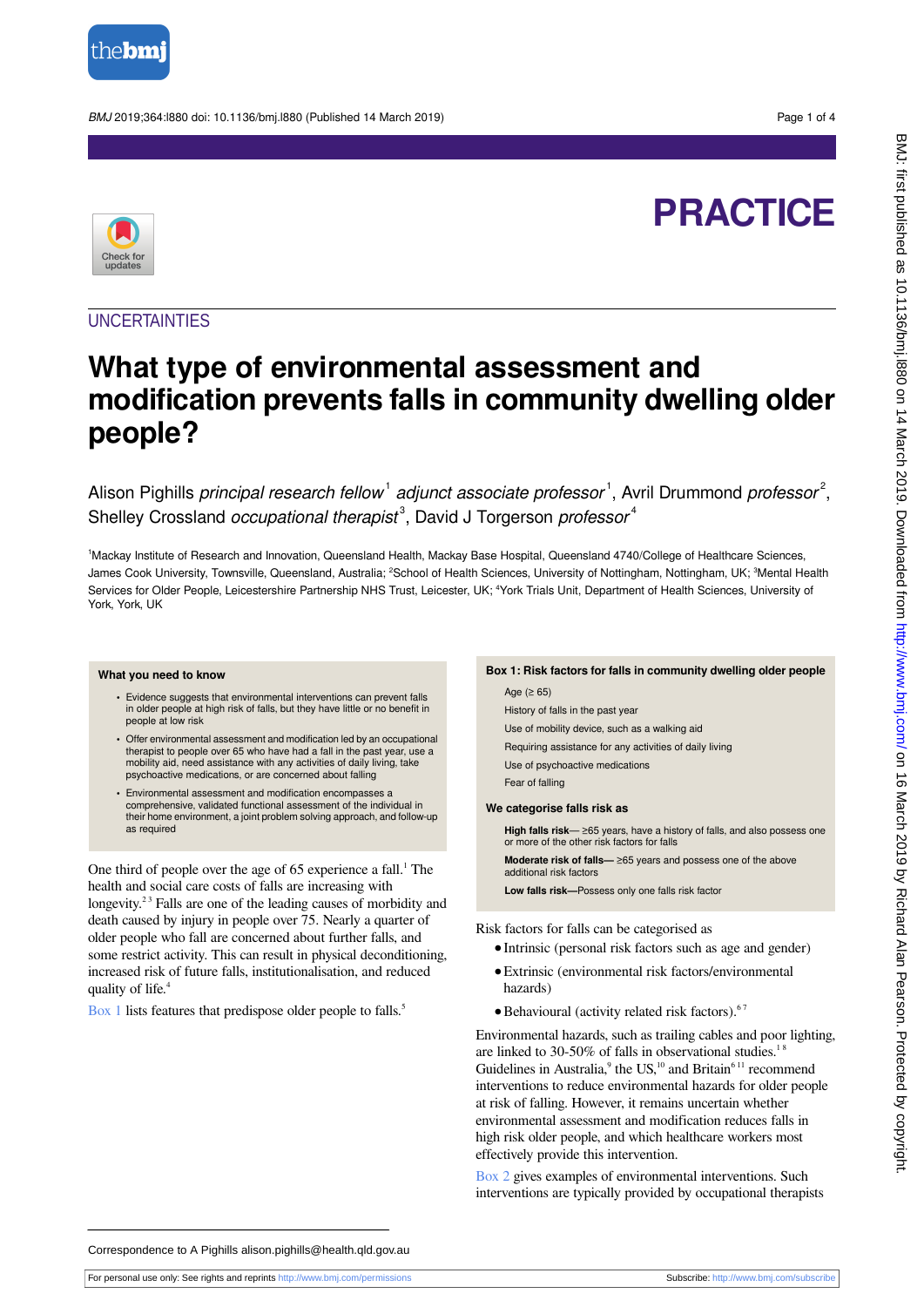PRACTICE

UNCERTAINTIES

# What type of environmental assessment and modification prevents falls in community dwelling older people?

Alison Pighills *principal research fellow*[1] *adjunct associate professor*[1], Avril Drummond *professor*[2], Shelley Crossland *occupational therapist*[3], David J Torgerson *professor*[4]

[1]Mackay Institute of Research and Innovation, Queensland Health, Mackay Base Hospital, Queensland 4740/College of Healthcare Sciences, James Cook University, Townsville, Queensland, Australia; [2]School of Health Sciences, University of Nottingham, Nottingham, UK; [3]Mental Health Services for Older People, Leicestershire Partnership NHS Trust, Leicester, UK; [4]York Trials Unit, Department of Health Sciences, University of York, York, UK

### What you need to know

- Evidence suggests that environmental interventions can prevent falls in older people at high risk of falls, but they have little or no benefit in people at low risk
- Offer environmental assessment and modification led by an occupational therapist to people over 65 who have had a fall in the past year, use a mobility aid, need assistance with any activities of daily living, take psychoactive medications, or are concerned about falling
- Environmental assessment and modification encompasses a comprehensive, validated functional assessment of the individual in their home environment, a joint problem solving approach, and follow-up as required

One third of people over the age of 65 experience a fall.[1] The health and social care costs of falls are increasing with longevity.[2,3] Falls are one of the leading causes of morbidity and death caused by injury in people over 75. Nearly a quarter of older people who fall are concerned about further falls, and some restrict activity. This can result in physical deconditioning, increased risk of future falls, institutionalisation, and reduced quality of life.[4]

Box 1 lists features that predispose older people to falls.[5]

### Box 1: Risk factors for falls in community dwelling older people

Age (≥ 65)

History of falls in the past year

Use of mobility device, such as a walking aid

Requiring assistance for any activities of daily living

Use of psychoactive medications

Fear of falling

**We categorise falls risk as**

**High falls risk**— ≥65 years, have a history of falls, and also possess one or more of the other risk factors for falls

**Moderate risk of falls**— ≥65 years and possess one of the above additional risk factors

**Low falls risk—**Possess only one falls risk factor

Risk factors for falls can be categorised as

- Intrinsic (personal risk factors such as age and gender)
- Extrinsic (environmental risk factors/environmental hazards)
- Behavioural (activity related risk factors).[6,7]

Environmental hazards, such as trailing cables and poor lighting, are linked to 30-50% of falls in observational studies.[1,8] Guidelines in Australia,[9] the US,[10] and Britain[6,11] recommend interventions to reduce environmental hazards for older people at risk of falling. However, it remains uncertain whether environmental assessment and modification reduces falls in high risk older people, and which healthcare workers most effectively provide this intervention.

Box 2 gives examples of environmental interventions. Such interventions are typically provided by occupational therapists

Correspondence to A Pighills alison.pighills@health.qld.gov.au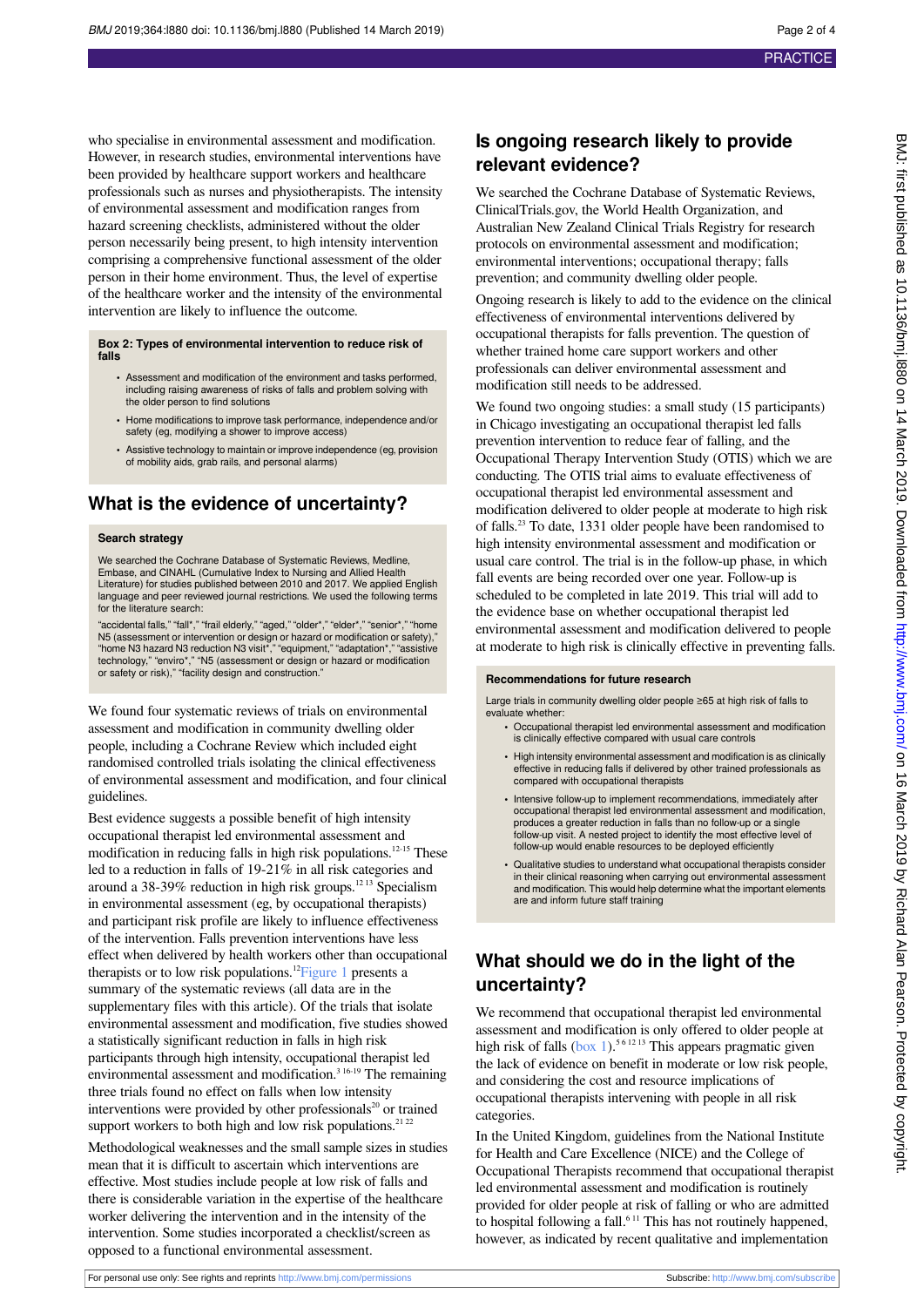who specialise in environmental assessment and modification. However, in research studies, environmental interventions have been provided by healthcare support workers and healthcare professionals such as nurses and physiotherapists. The intensity of environmental assessment and modification ranges from hazard screening checklists, administered without the older person necessarily being present, to high intensity intervention comprising a comprehensive functional assessment of the older person in their home environment. Thus, the level of expertise of the healthcare worker and the intensity of the environmental intervention are likely to influence the outcome.

**Box 2: Types of environmental intervention to reduce risk of falls**

- Assessment and modification of the environment and tasks performed, including raising awareness of risks of falls and problem solving with the older person to find solutions
- Home modifications to improve task performance, independence and/or safety (eg, modifying a shower to improve access)
- Assistive technology to maintain or improve independence (eg, provision of mobility aids, grab rails, and personal alarms)

## What is the evidence of uncertainty?

**Search strategy**

We searched the Cochrane Database of Systematic Reviews, Medline, Embase, and CINAHL (Cumulative Index to Nursing and Allied Health Literature) for studies published between 2010 and 2017. We applied English language and peer reviewed journal restrictions. We used the following terms for the literature search:

"accidental falls," "fall*," "frail elderly," "aged," "older*," "elder*," "senior*," "home N5 (assessment or intervention or design or hazard or modification or safety)," "home N3 hazard N3 reduction N3 visit*," "equipment," "adaptation*," "assistive technology," "enviro*," "N5 (assessment or design or hazard or modification or safety or risk)," "facility design and construction."

We found four systematic reviews of trials on environmental assessment and modification in community dwelling older people, including a Cochrane Review which included eight randomised controlled trials isolating the clinical effectiveness of environmental assessment and modification, and four clinical guidelines.

Best evidence suggests a possible benefit of high intensity occupational therapist led environmental assessment and modification in reducing falls in high risk populations.[12-15] These led to a reduction in falls of 19-21% in all risk categories and around a 38-39% reduction in high risk groups.[12,13] Specialism in environmental assessment (eg, by occupational therapists) and participant risk profile are likely to influence effectiveness of the intervention. Falls prevention interventions have less effect when delivered by health workers other than occupational therapists or to low risk populations.[12] Figure 1 presents a summary of the systematic reviews (all data are in the supplementary files with this article). Of the trials that isolate environmental assessment and modification, five studies showed a statistically significant reduction in falls in high risk participants through high intensity, occupational therapist led environmental assessment and modification.[3,16-19] The remaining three trials found no effect on falls when low intensity interventions were provided by other professionals[20] or trained support workers to both high and low risk populations.[21,22]

Methodological weaknesses and the small sample sizes in studies mean that it is difficult to ascertain which interventions are effective. Most studies include people at low risk of falls and there is considerable variation in the expertise of the healthcare worker delivering the intervention and in the intensity of the intervention. Some studies incorporated a checklist/screen as opposed to a functional environmental assessment.

## Is ongoing research likely to provide relevant evidence?

We searched the Cochrane Database of Systematic Reviews, ClinicalTrials.gov, the World Health Organization, and Australian New Zealand Clinical Trials Registry for research protocols on environmental assessment and modification; environmental interventions; occupational therapy; falls prevention; and community dwelling older people.

Ongoing research is likely to add to the evidence on the clinical effectiveness of environmental interventions delivered by occupational therapists for falls prevention. The question of whether trained home care support workers and other professionals can deliver environmental assessment and modification still needs to be addressed.

We found two ongoing studies: a small study (15 participants) in Chicago investigating an occupational therapist led falls prevention intervention to reduce fear of falling, and the Occupational Therapy Intervention Study (OTIS) which we are conducting. The OTIS trial aims to evaluate effectiveness of occupational therapist led environmental assessment and modification delivered to older people at moderate to high risk of falls.[23] To date, 1331 older people have been randomised to high intensity environmental assessment and modification or usual care control. The trial is in the follow-up phase, in which fall events are being recorded over one year. Follow-up is scheduled to be completed in late 2019. This trial will add to the evidence base on whether occupational therapist led environmental assessment and modification delivered to people at moderate to high risk is clinically effective in preventing falls.

**Recommendations for future research**

Large trials in community dwelling older people ≥65 at high risk of falls to evaluate whether:

- Occupational therapist led environmental assessment and modification is clinically effective compared with usual care controls
- High intensity environmental assessment and modification is as clinically effective in reducing falls if delivered by other trained professionals as compared with occupational therapists
- Intensive follow-up to implement recommendations, immediately after occupational therapist led environmental assessment and modification, produces a greater reduction in falls than no follow-up or a single follow-up visit. A nested project to identify the most effective level of follow-up would enable resources to be deployed efficiently
- Qualitative studies to understand what occupational therapists consider in their clinical reasoning when carrying out environmental assessment and modification. This would help determine what the important elements are and inform future staff training

## What should we do in the light of the uncertainty?

We recommend that occupational therapist led environmental assessment and modification is only offered to older people at high risk of falls (box 1).[5,6,12,13] This appears pragmatic given the lack of evidence on benefit in moderate or low risk people, and considering the cost and resource implications of occupational therapists intervening with people in all risk categories.

In the United Kingdom, guidelines from the National Institute for Health and Care Excellence (NICE) and the College of Occupational Therapists recommend that occupational therapist led environmental assessment and modification is routinely provided for older people at risk of falling or who are admitted to hospital following a fall.[6,11] This has not routinely happened, however, as indicated by recent qualitative and implementation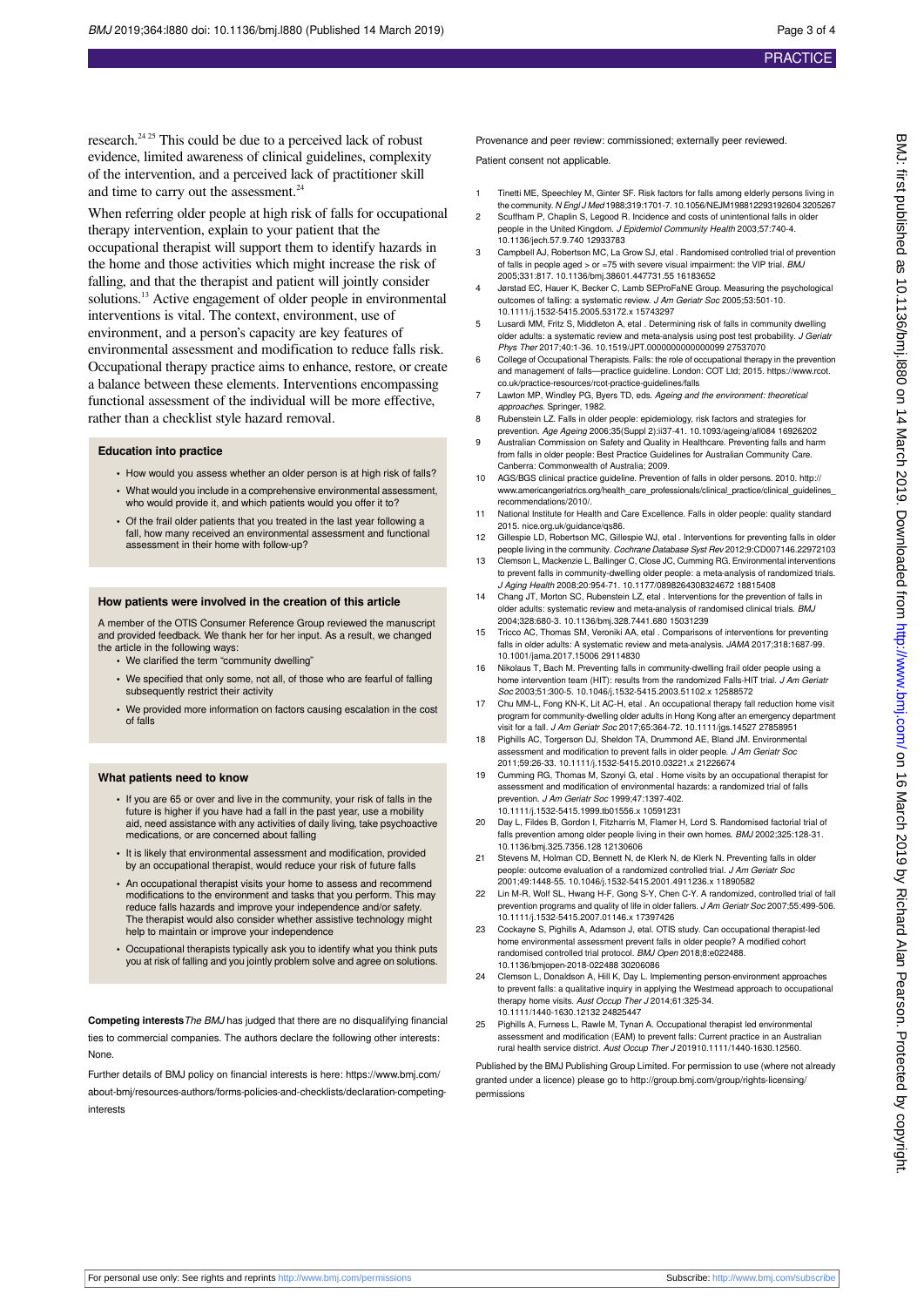research.[24,25] This could be due to a perceived lack of robust evidence, limited awareness of clinical guidelines, complexity of the intervention, and a perceived lack of practitioner skill and time to carry out the assessment.[24]

When referring older people at high risk of falls for occupational therapy intervention, explain to your patient that the occupational therapist will support them to identify hazards in the home and those activities which might increase the risk of falling, and that the therapist and patient will jointly consider solutions.[13] Active engagement of older people in environmental interventions is vital. The context, environment, use of environment, and a person's capacity are key features of environmental assessment and modification to reduce falls risk. Occupational therapy practice aims to enhance, restore, or create a balance between these elements. Interventions encompassing functional assessment of the individual will be more effective, rather than a checklist style hazard removal.

### Education into practice

- How would you assess whether an older person is at high risk of falls?
- What would you include in a comprehensive environmental assessment, who would provide it, and which patients would you offer it to?
- Of the frail older patients that you treated in the last year following a fall, how many received an environmental assessment and functional assessment in their home with follow-up?

### How patients were involved in the creation of this article

A member of the OTIS Consumer Reference Group reviewed the manuscript and provided feedback. We thank her for her input. As a result, we changed the article in the following ways:

- We clarified the term "community dwelling"
- We specified that only some, not all, of those who are fearful of falling subsequently restrict their activity
- We provided more information on factors causing escalation in the cost of falls

### What patients need to know

- If you are 65 or over and live in the community, your risk of falls in the future is higher if you have had a fall in the past year, use a mobility aid, need assistance with any activities of daily living, take psychoactive medications, or are concerned about falling
- It is likely that environmental assessment and modification, provided by an occupational therapist, would reduce your risk of future falls
- An occupational therapist visits your home to assess and recommend modifications to the environment and tasks that you perform. This may reduce falls hazards and improve your independence and/or safety. The therapist would also consider whether assistive technology might help to maintain or improve your independence
- Occupational therapists typically ask you to identify what you think puts you at risk of falling and you jointly problem solve and agree on solutions.

**Competing interests** *The BMJ* has judged that there are no disqualifying financial ties to commercial companies. The authors declare the following other interests: None.

Further details of BMJ policy on financial interests is here: https://www.bmj.com/about-bmj/resources-authors/forms-policies-and-checklists/declaration-competing-interests

Provenance and peer review: commissioned; externally peer reviewed.

Patient consent not applicable.

1. Tinetti ME, Speechley M, Ginter SF. Risk factors for falls among elderly persons living in the community. *N Engl J Med* 1988;319:1701-7. 10.1056/NEJM198812293192604 3205267
2. Scuffham P, Chaplin S, Legood R. Incidence and costs of unintentional falls in older people in the United Kingdom. *J Epidemiol Community Health* 2003;57:740-4. 10.1136/jech.57.9.740 12933783
3. Campbell AJ, Robertson MC, La Grow SJ, etal . Randomised controlled trial of prevention of falls in people aged > or =75 with severe visual impairment: the VIP trial. *BMJ* 2005;331:817. 10.1136/bmj.38601.447731.55 16183652
4. Jørstad EC, Hauer K, Becker C, Lamb SEProFaNE Group. Measuring the psychological outcomes of falling: a systematic review. *J Am Geriatr Soc* 2005;53:501-10. 10.1111/j.1532-5415.2005.53172.x 15743297
5. Lusardi MM, Fritz S, Middleton A, etal . Determining risk of falls in community dwelling older adults: a systematic review and meta-analysis using post test probability. *J Geriatr Phys Ther* 2017;40:1-36. 10.1519/JPT.0000000000000099 27537070
6. College of Occupational Therapists. Falls: the role of occupational therapy in the prevention and management of falls—practice guideline. London: COT Ltd; 2015. https://www.rcot.co.uk/practice-resources/rcot-practice-guidelines/falls
7. Lawton MP, Windley PG, Byers TD, eds. *Ageing and the environment: theoretical approaches*. Springer, 1982.
8. Rubenstein LZ. Falls in older people: epidemiology, risk factors and strategies for prevention. *Age Ageing* 2006;35(Suppl 2):ii37-41. 10.1093/ageing/afl084 16926202
9. Australian Commission on Safety and Quality in Healthcare. Preventing falls and harm from falls in older people: Best Practice Guidelines for Australian Community Care. Canberra: Commonwealth of Australia; 2009.
10. AGS/BGS clinical practice guideline. Prevention of falls in older persons. 2010. http://www.americangeriatrics.org/health_care_professionals/clinical_practice/clinical_guidelines_recommendations/2010/.
11. National Institute for Health and Care Excellence. Falls in older people: quality standard 2015. nice.org.uk/guidance/qs86.
12. Gillespie LD, Robertson MC, Gillespie WJ, etal . Interventions for preventing falls in older people living in the community. *Cochrane Database Syst Rev* 2012;9:CD007146.22972103
13. Clemson L, Mackenzie L, Ballinger C, Close JC, Cumming RG. Environmental interventions to prevent falls in community-dwelling older people: a meta-analysis of randomized trials. *J Aging Health* 2008;20:954-71. 10.1177/0898264308324672 18815408
14. Chang JT, Morton SC, Rubenstein LZ, etal . Interventions for the prevention of falls in older adults: systematic review and meta-analysis of randomised clinical trials. *BMJ* 2004;328:680-3. 10.1136/bmj.328.7441.680 15031239
15. Tricco AC, Thomas SM, Veroniki AA, etal . Comparisons of interventions for preventing falls in older adults: A systematic review and meta-analysis. *JAMA* 2017;318:1687-99. 10.1001/jama.2017.15006 29114830
16. Nikolaus T, Bach M. Preventing falls in community-dwelling frail older people using a home intervention team (HIT): results from the randomized Falls-HIT trial. *J Am Geriatr Soc* 2003;51:300-5. 10.1046/j.1532-5415.2003.51102.x 12588572
17. Chu MM-L, Fong KN-K, Lit AC-H, etal . An occupational therapy fall reduction home visit program for community-dwelling older adults in Hong Kong after an emergency department visit for a fall. *J Am Geriatr Soc* 2017;65:364-72. 10.1111/jgs.14527 27858951
18. Pighills AC, Torgerson DJ, Sheldon TA, Drummond AE, Bland JM. Environmental assessment and modification to prevent falls in older people. *J Am Geriatr Soc* 2011;59:26-33. 10.1111/j.1532-5415.2010.03221.x 21226674
19. Cumming RG, Thomas M, Szonyi G, etal . Home visits by an occupational therapist for assessment and modification of environmental hazards: a randomized trial of falls prevention. *J Am Geriatr Soc* 1999;47:1397-402. 10.1111/j.1532-5415.1999.tb01556.x 10591231
20. Day L, Fildes B, Gordon I, Fitzharris M, Flamer H, Lord S. Randomised factorial trial of falls prevention among older people living in their own homes. *BMJ* 2002;325:128-31. 10.1136/bmj.325.7356.128 12130606
21. Stevens M, Holman CD, Bennett N, de Klerk N, de Klerk N. Preventing falls in older people: outcome evaluation of a randomized controlled trial. *J Am Geriatr Soc* 2001;49:1448-55. 10.1046/j.1532-5415.2001.4911236.x 11890582
22. Lin M-R, Wolf SL, Hwang H-F, Gong S-Y, Chen C-Y. A randomized, controlled trial of fall prevention programs and quality of life in older fallers. *J Am Geriatr Soc* 2007;55:499-506. 10.1111/j.1532-5415.2007.01146.x 17397426
23. Cockayne S, Pighills A, Adamson J, etal. OTIS study. Can occupational therapist-led home environmental assessment prevent falls in older people? A modified cohort randomised controlled trial protocol. *BMJ Open* 2018;8:e022488. 10.1136/bmjopen-2018-022488 30206086
24. Clemson L, Donaldson A, Hill K, Day L. Implementing person-environment approaches to prevent falls: a qualitative inquiry in applying the Westmead approach to occupational therapy home visits. *Aust Occup Ther J* 2014;61:325-34. 10.1111/1440-1630.12132 24825447
25. Pighills A, Furness L, Rawle M, Tynan A. Occupational therapist led environmental assessment and modification (EAM) to prevent falls: Current practice in an Australian rural health service district. *Aust Occup Ther J* 201910.1111/1440-1630.12560.

Published by the BMJ Publishing Group Limited. For permission to use (where not already granted under a licence) please go to http://group.bmj.com/group/rights-licensing/permissions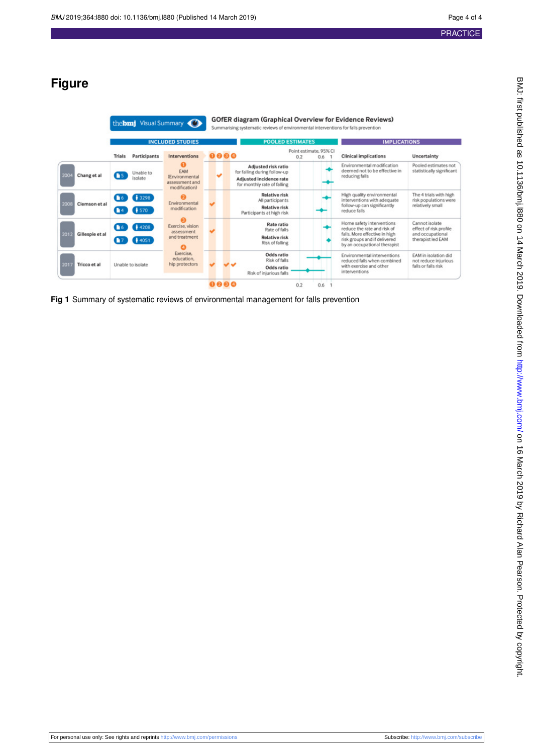# Figure

theBMJ Visual Summary

GOfER diagram (Graphical Overview for Evidence Reviews)

Summarising systematic reviews of environmental interventions for falls prevention

INCLUDED STUDIES

POOLED ESTIMATES

IMPLICATIONS

Trials

Participants

Interventions

1 2 3 4

Point estimate, 95% CI

0.2 0.6 1

Clinical implications

Uncertainty

2004 Chang et al

5

Unable to isolate

1 EAM (Environmental assessment and modification)

Adjusted risk ratio for falling during follow-up

Adjusted incidence rate for monthly rate of falling

Environmental modification deemed not to be effective in reducing falls

Pooled estimates not statistically significant

2008 Clemson et al

6 — 3298

4 — 570

2 Environmental modification

Relative risk All participants

Relative risk Participants at high risk

High quality environmental interventions with adequate follow-up can significantly reduce falls

The 4 trials with high risk populations were relatively small

2012 Gillespie et al

6 — 4208

7 — 4051

3 Exercise, vision assessment and treatment

Rate ratio Rate of falls

Relative risk Risk of falling

Home safety interventions reduce the rate and risk of falls. More effective in high risk groups and if delivered by an occupational therapist

Cannot isolate effect of risk profile and occupational therapist led EAM

2017 Tricco et al

Unable to isolate

4 Exercise, education, hip protectors

Odds ratio Risk of falls

Odds ratio Risk of injurious falls

Environmental interventions reduced falls when combined with exercise and other interventions

EAM in isolation did not reduce injurious falls or falls risk

1 2 3 4

0.2 0.6 1

**Fig 1** Summary of systematic reviews of environmental management for falls prevention